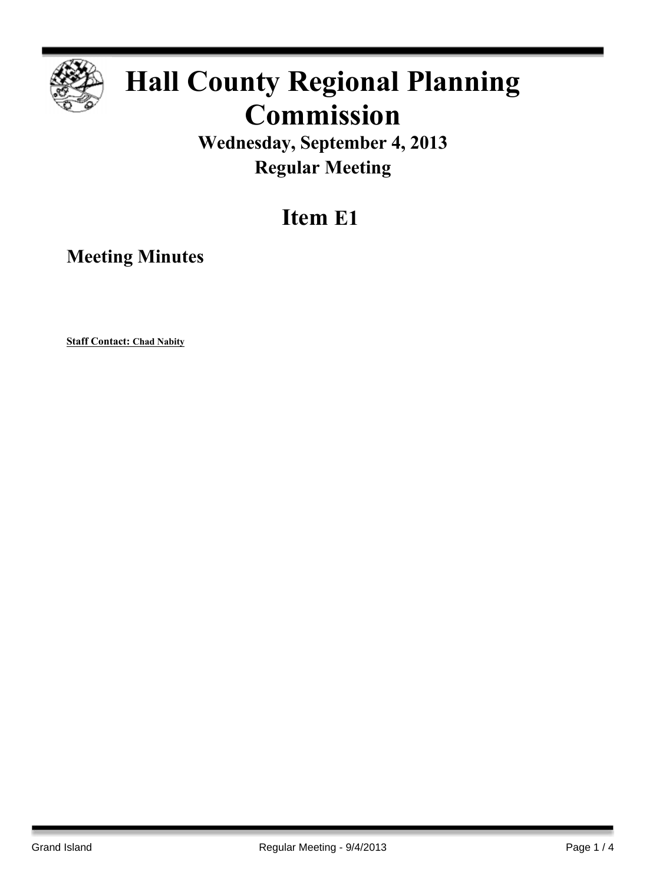# Hall County Regional Planning Commission

## Wednesday, September 4, 2013

## Regular Meeting

# Item E1

## Meeting Minutes

**Staff Contact: Chad Nabity**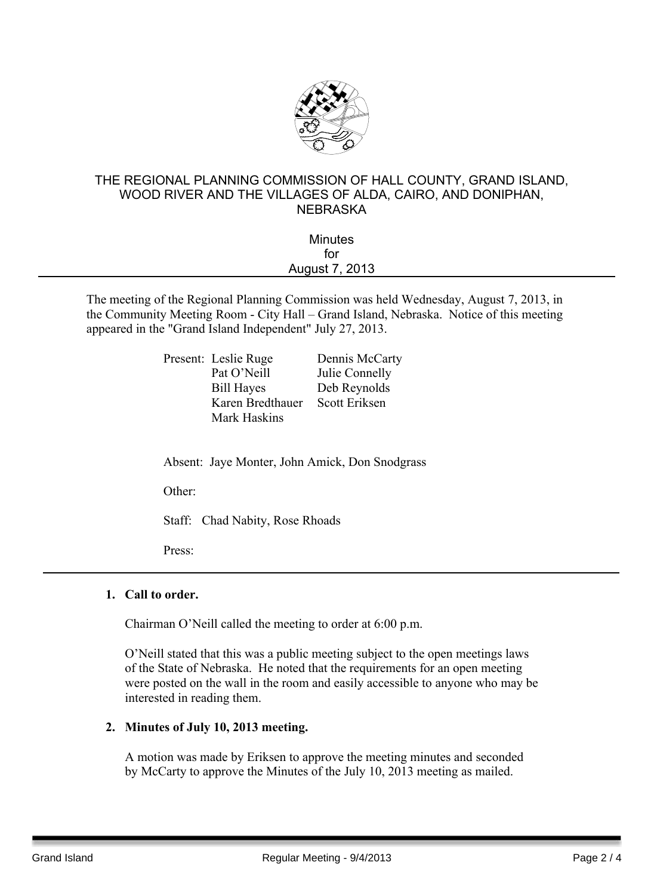THE REGIONAL PLANNING COMMISSION OF HALL COUNTY, GRAND ISLAND, WOOD RIVER AND THE VILLAGES OF ALDA, CAIRO, AND DONIPHAN, NEBRASKA

Minutes
for
August 7, 2013

---

The meeting of the Regional Planning Commission was held Wednesday, August 7, 2013, in the Community Meeting Room - City Hall – Grand Island, Nebraska. Notice of this meeting appeared in the "Grand Island Independent" July 27, 2013.

Present: Leslie Ruge, Dennis McCarty, Pat O'Neill, Julie Connelly, Bill Hayes, Deb Reynolds, Karen Bredthauer, Scott Eriksen, Mark Haskins

Absent: Jaye Monter, John Amick, Don Snodgrass

Other:

Staff: Chad Nabity, Rose Rhoads

Press:

---

**1. Call to order.**

Chairman O'Neill called the meeting to order at 6:00 p.m.

O'Neill stated that this was a public meeting subject to the open meetings laws of the State of Nebraska. He noted that the requirements for an open meeting were posted on the wall in the room and easily accessible to anyone who may be interested in reading them.

**2. Minutes of July 10, 2013 meeting.**

A motion was made by Eriksen to approve the meeting minutes and seconded by McCarty to approve the Minutes of the July 10, 2013 meeting as mailed.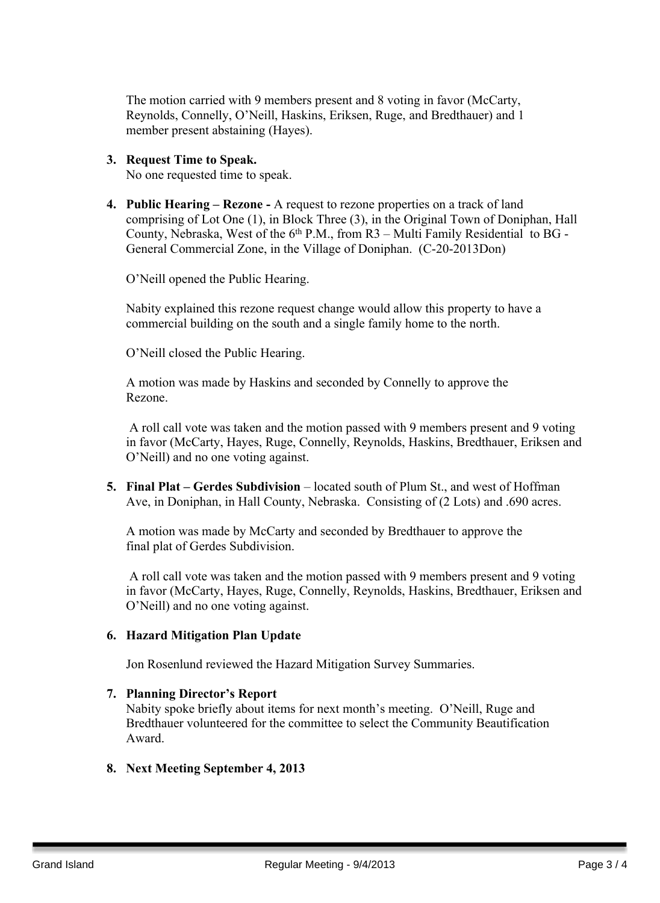The motion carried with 9 members present and 8 voting in favor (McCarty, Reynolds, Connelly, O'Neill, Haskins, Eriksen, Ruge, and Bredthauer) and 1 member present abstaining (Hayes).

3. **Request Time to Speak.**
   No one requested time to speak.

4. **Public Hearing – Rezone -** A request to rezone properties on a track of land comprising of Lot One (1), in Block Three (3), in the Original Town of Doniphan, Hall County, Nebraska, West of the 6th P.M., from R3 – Multi Family Residential to BG - General Commercial Zone, in the Village of Doniphan. (C-20-2013Don)

   O'Neill opened the Public Hearing.

   Nabity explained this rezone request change would allow this property to have a commercial building on the south and a single family home to the north.

   O'Neill closed the Public Hearing.

   A motion was made by Haskins and seconded by Connelly to approve the Rezone.

   A roll call vote was taken and the motion passed with 9 members present and 9 voting in favor (McCarty, Hayes, Ruge, Connelly, Reynolds, Haskins, Bredthauer, Eriksen and O'Neill) and no one voting against.

5. **Final Plat – Gerdes Subdivision** – located south of Plum St., and west of Hoffman Ave, in Doniphan, in Hall County, Nebraska. Consisting of (2 Lots) and .690 acres.

   A motion was made by McCarty and seconded by Bredthauer to approve the final plat of Gerdes Subdivision.

   A roll call vote was taken and the motion passed with 9 members present and 9 voting in favor (McCarty, Hayes, Ruge, Connelly, Reynolds, Haskins, Bredthauer, Eriksen and O'Neill) and no one voting against.

6. **Hazard Mitigation Plan Update**

   Jon Rosenlund reviewed the Hazard Mitigation Survey Summaries.

7. **Planning Director's Report**
   Nabity spoke briefly about items for next month's meeting. O'Neill, Ruge and Bredthauer volunteered for the committee to select the Community Beautification Award.

8. **Next Meeting September 4, 2013**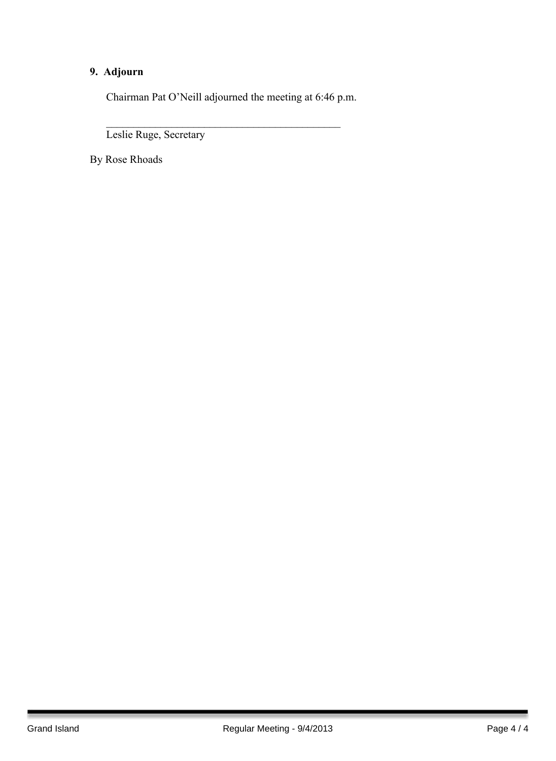## 9. Adjourn

Chairman Pat O'Neill adjourned the meeting at 6:46 p.m.

\_\_\_\_\_\_\_\_\_\_\_\_\_\_\_\_\_\_\_\_\_\_\_\_\_\_\_\_\_\_\_\_\_\_\_\_\_\_\_\_\_\_\_\_

Leslie Ruge, Secretary

By Rose Rhoads